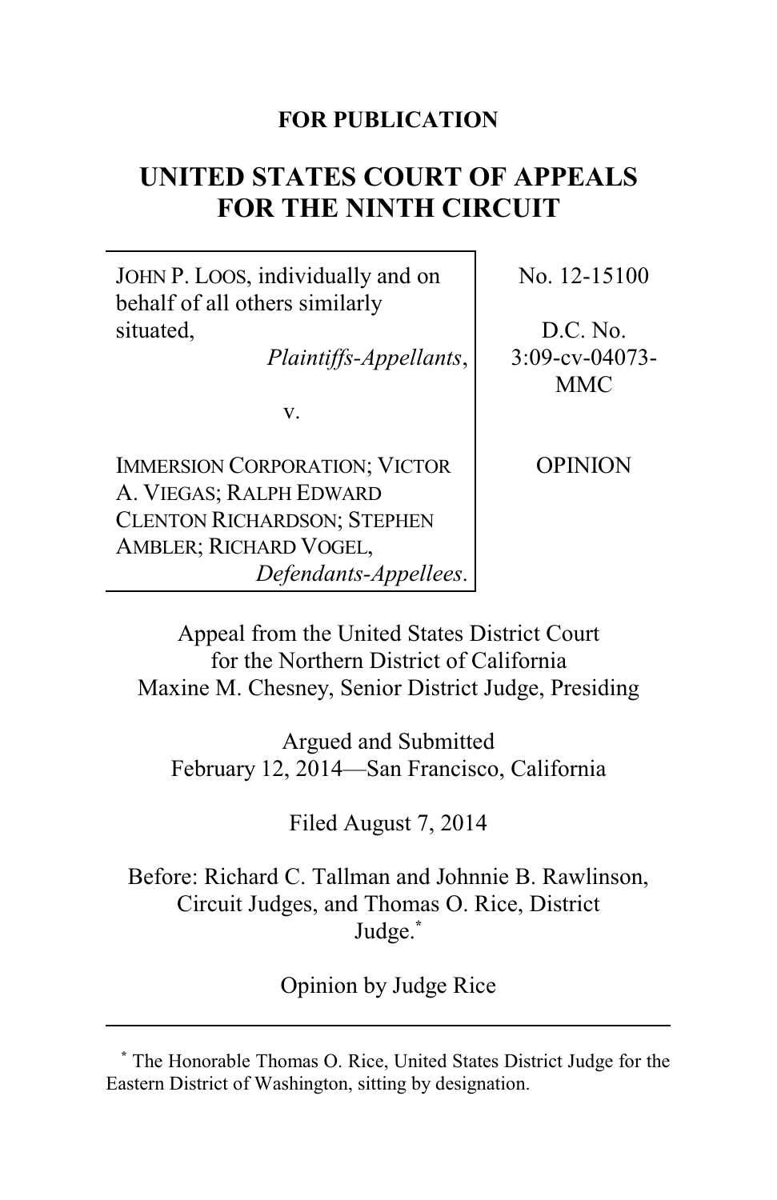**FOR PUBLICATION**

# UNITED STATES COURT OF APPEALS FOR THE NINTH CIRCUIT

| | |
|---|---|
| JOHN P. LOOS, individually and on behalf of all others similarly situated, *Plaintiffs-Appellants*, | No. 12-15100 |
| v. | D.C. No. 3:09-cv-04073-MMC |
| IMMERSION CORPORATION; VICTOR A. VIEGAS; RALPH EDWARD CLENTON RICHARDSON; STEPHEN AMBLER; RICHARD VOGEL, *Defendants-Appellees*. | OPINION |

Appeal from the United States District Court for the Northern District of California
Maxine M. Chesney, Senior District Judge, Presiding

Argued and Submitted
February 12, 2014—San Francisco, California

Filed August 7, 2014

Before: Richard C. Tallman and Johnnie B. Rawlinson, Circuit Judges, and Thomas O. Rice, District Judge.*

Opinion by Judge Rice

---

\* The Honorable Thomas O. Rice, United States District Judge for the Eastern District of Washington, sitting by designation.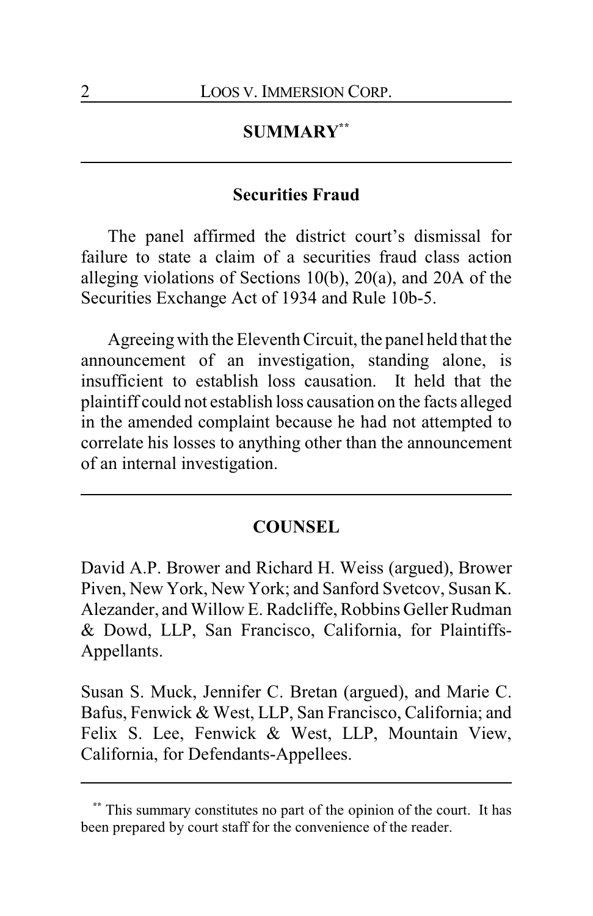## SUMMARY[**]

### Securities Fraud

The panel affirmed the district court's dismissal for failure to state a claim of a securities fraud class action alleging violations of Sections 10(b), 20(a), and 20A of the Securities Exchange Act of 1934 and Rule 10b-5.

Agreeing with the Eleventh Circuit, the panel held that the announcement of an investigation, standing alone, is insufficient to establish loss causation. It held that the plaintiff could not establish loss causation on the facts alleged in the amended complaint because he had not attempted to correlate his losses to anything other than the announcement of an internal investigation.

## COUNSEL

David A.P. Brower and Richard H. Weiss (argued), Brower Piven, New York, New York; and Sanford Svetcov, Susan K. Alezander, and Willow E. Radcliffe, Robbins Geller Rudman & Dowd, LLP, San Francisco, California, for Plaintiffs-Appellants.

Susan S. Muck, Jennifer C. Bretan (argued), and Marie C. Bafus, Fenwick & West, LLP, San Francisco, California; and Felix S. Lee, Fenwick & West, LLP, Mountain View, California, for Defendants-Appellees.

---

[**] This summary constitutes no part of the opinion of the court. It has been prepared by court staff for the convenience of the reader.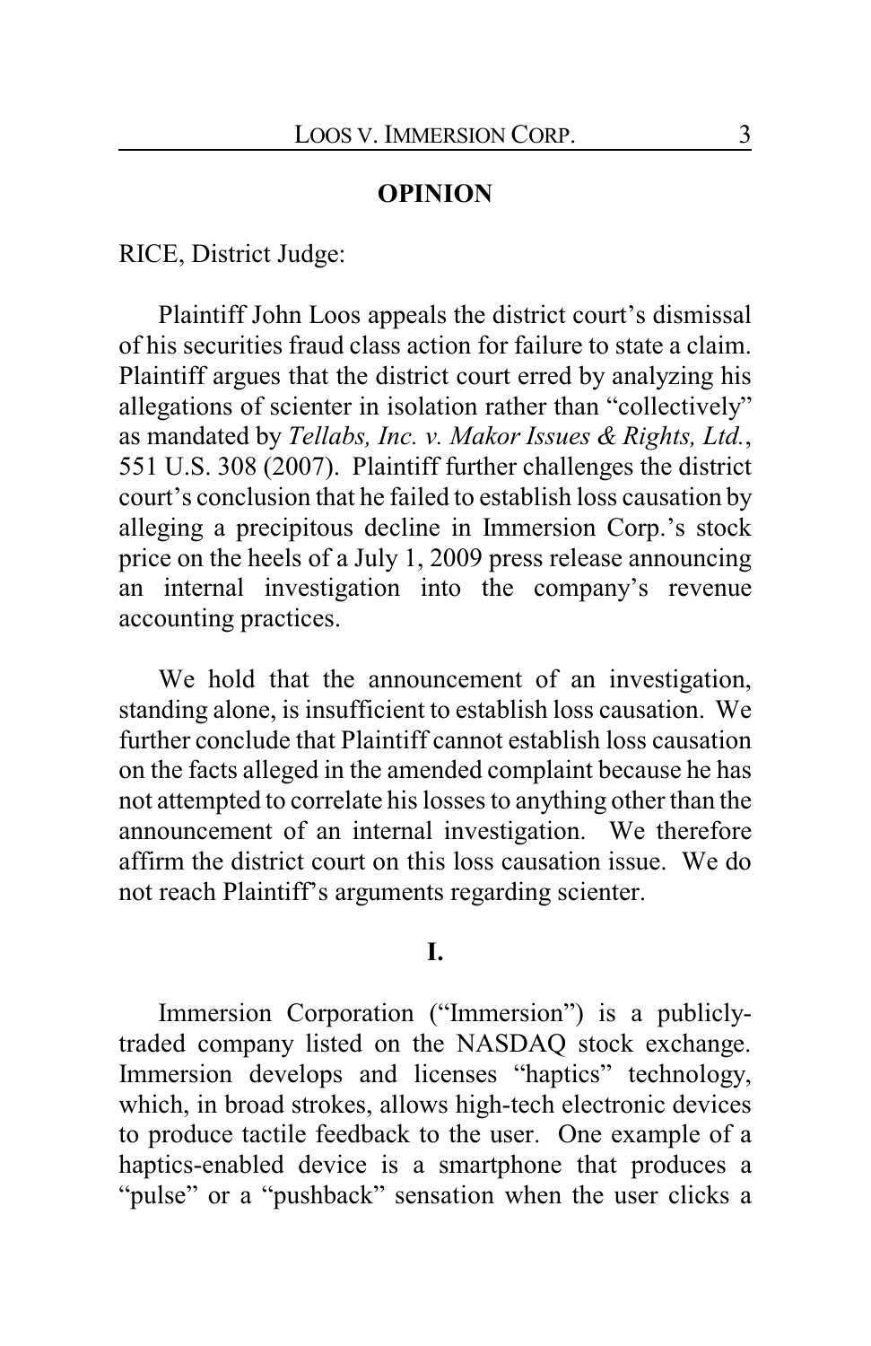## OPINION

RICE, District Judge:

Plaintiff John Loos appeals the district court's dismissal of his securities fraud class action for failure to state a claim. Plaintiff argues that the district court erred by analyzing his allegations of scienter in isolation rather than "collectively" as mandated by *Tellabs, Inc. v. Makor Issues & Rights, Ltd.*, 551 U.S. 308 (2007). Plaintiff further challenges the district court's conclusion that he failed to establish loss causation by alleging a precipitous decline in Immersion Corp.'s stock price on the heels of a July 1, 2009 press release announcing an internal investigation into the company's revenue accounting practices.

We hold that the announcement of an investigation, standing alone, is insufficient to establish loss causation. We further conclude that Plaintiff cannot establish loss causation on the facts alleged in the amended complaint because he has not attempted to correlate his losses to anything other than the announcement of an internal investigation. We therefore affirm the district court on this loss causation issue. We do not reach Plaintiff's arguments regarding scienter.

## I.

Immersion Corporation ("Immersion") is a publicly-traded company listed on the NASDAQ stock exchange. Immersion develops and licenses "haptics" technology, which, in broad strokes, allows high-tech electronic devices to produce tactile feedback to the user. One example of a haptics-enabled device is a smartphone that produces a "pulse" or a "pushback" sensation when the user clicks a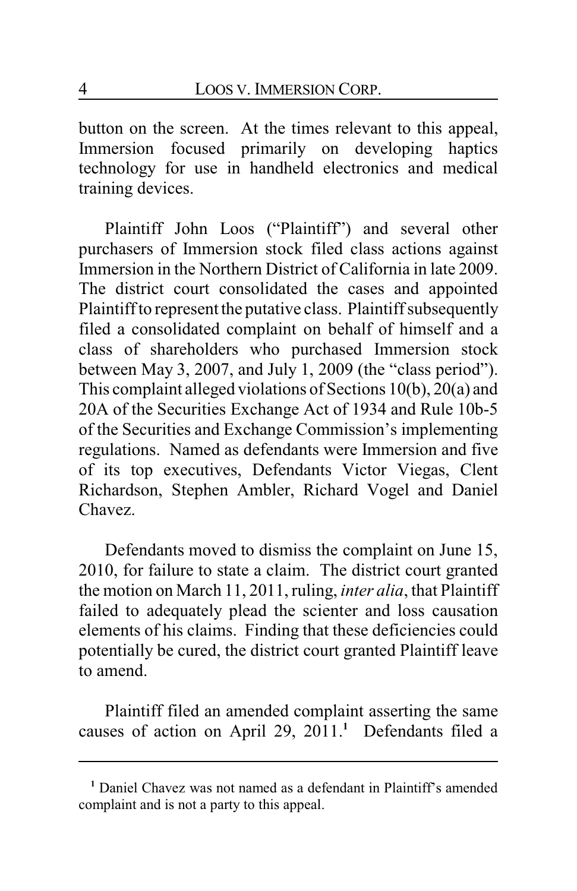button on the screen. At the times relevant to this appeal, Immersion focused primarily on developing haptics technology for use in handheld electronics and medical training devices.

Plaintiff John Loos ("Plaintiff") and several other purchasers of Immersion stock filed class actions against Immersion in the Northern District of California in late 2009. The district court consolidated the cases and appointed Plaintiff to represent the putative class. Plaintiff subsequently filed a consolidated complaint on behalf of himself and a class of shareholders who purchased Immersion stock between May 3, 2007, and July 1, 2009 (the "class period"). This complaint alleged violations of Sections 10(b), 20(a) and 20A of the Securities Exchange Act of 1934 and Rule 10b-5 of the Securities and Exchange Commission's implementing regulations. Named as defendants were Immersion and five of its top executives, Defendants Victor Viegas, Clent Richardson, Stephen Ambler, Richard Vogel and Daniel Chavez.

Defendants moved to dismiss the complaint on June 15, 2010, for failure to state a claim. The district court granted the motion on March 11, 2011, ruling, *inter alia*, that Plaintiff failed to adequately plead the scienter and loss causation elements of his claims. Finding that these deficiencies could potentially be cured, the district court granted Plaintiff leave to amend.

Plaintiff filed an amended complaint asserting the same causes of action on April 29, 2011.[1] Defendants filed a

---

[1] Daniel Chavez was not named as a defendant in Plaintiff's amended complaint and is not a party to this appeal.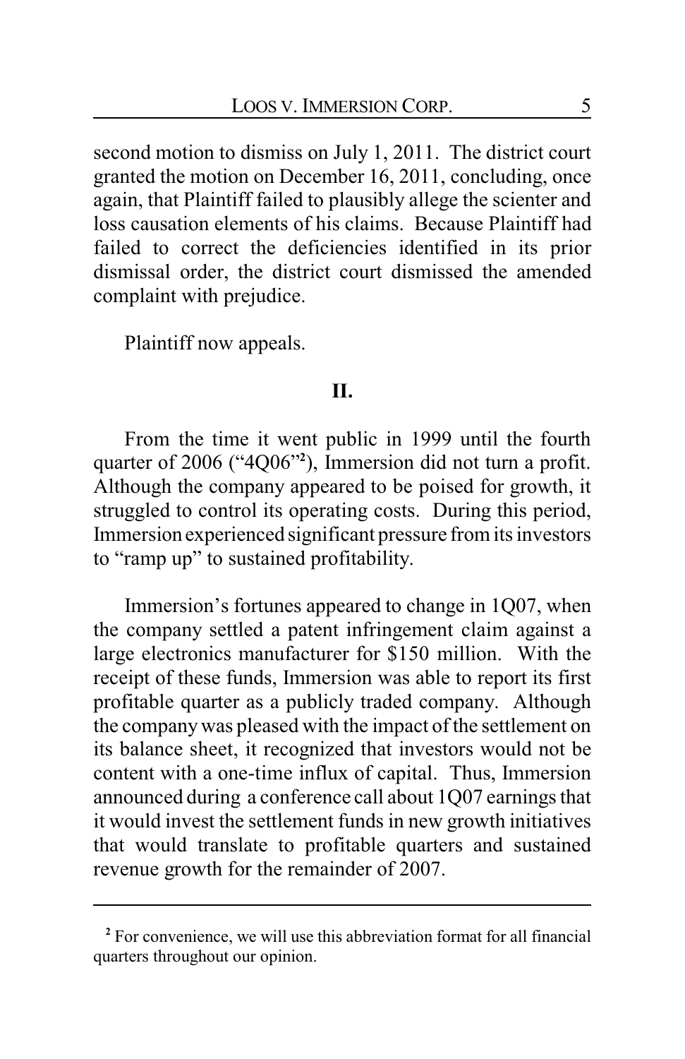second motion to dismiss on July 1, 2011. The district court granted the motion on December 16, 2011, concluding, once again, that Plaintiff failed to plausibly allege the scienter and loss causation elements of his claims. Because Plaintiff had failed to correct the deficiencies identified in its prior dismissal order, the district court dismissed the amended complaint with prejudice.

Plaintiff now appeals.

## II.

From the time it went public in 1999 until the fourth quarter of 2006 ("4Q06"[2]), Immersion did not turn a profit. Although the company appeared to be poised for growth, it struggled to control its operating costs. During this period, Immersion experienced significant pressure from its investors to "ramp up" to sustained profitability.

Immersion's fortunes appeared to change in 1Q07, when the company settled a patent infringement claim against a large electronics manufacturer for $150 million. With the receipt of these funds, Immersion was able to report its first profitable quarter as a publicly traded company. Although the company was pleased with the impact of the settlement on its balance sheet, it recognized that investors would not be content with a one-time influx of capital. Thus, Immersion announced during a conference call about 1Q07 earnings that it would invest the settlement funds in new growth initiatives that would translate to profitable quarters and sustained revenue growth for the remainder of 2007.

---

[2] For convenience, we will use this abbreviation format for all financial quarters throughout our opinion.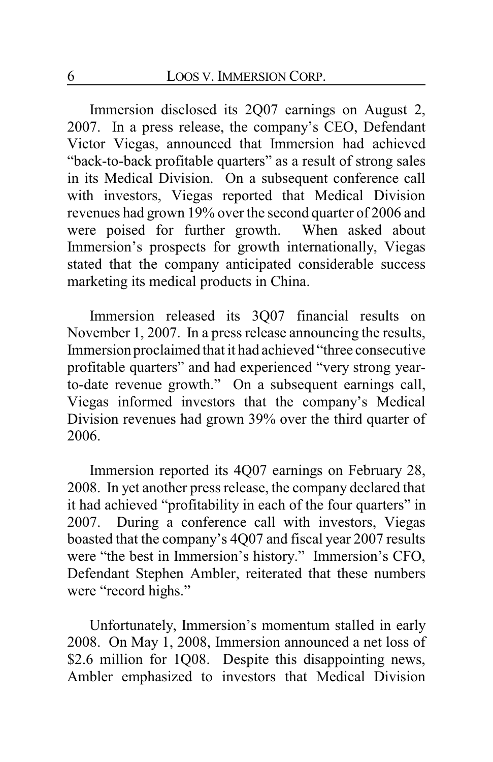Immersion disclosed its 2Q07 earnings on August 2, 2007. In a press release, the company's CEO, Defendant Victor Viegas, announced that Immersion had achieved "back-to-back profitable quarters" as a result of strong sales in its Medical Division. On a subsequent conference call with investors, Viegas reported that Medical Division revenues had grown 19% over the second quarter of 2006 and were poised for further growth. When asked about Immersion's prospects for growth internationally, Viegas stated that the company anticipated considerable success marketing its medical products in China.

Immersion released its 3Q07 financial results on November 1, 2007. In a press release announcing the results, Immersion proclaimed that it had achieved "three consecutive profitable quarters" and had experienced "very strong year-to-date revenue growth." On a subsequent earnings call, Viegas informed investors that the company's Medical Division revenues had grown 39% over the third quarter of 2006.

Immersion reported its 4Q07 earnings on February 28, 2008. In yet another press release, the company declared that it had achieved "profitability in each of the four quarters" in 2007. During a conference call with investors, Viegas boasted that the company's 4Q07 and fiscal year 2007 results were "the best in Immersion's history." Immersion's CFO, Defendant Stephen Ambler, reiterated that these numbers were "record highs."

Unfortunately, Immersion's momentum stalled in early 2008. On May 1, 2008, Immersion announced a net loss of $2.6 million for 1Q08. Despite this disappointing news, Ambler emphasized to investors that Medical Division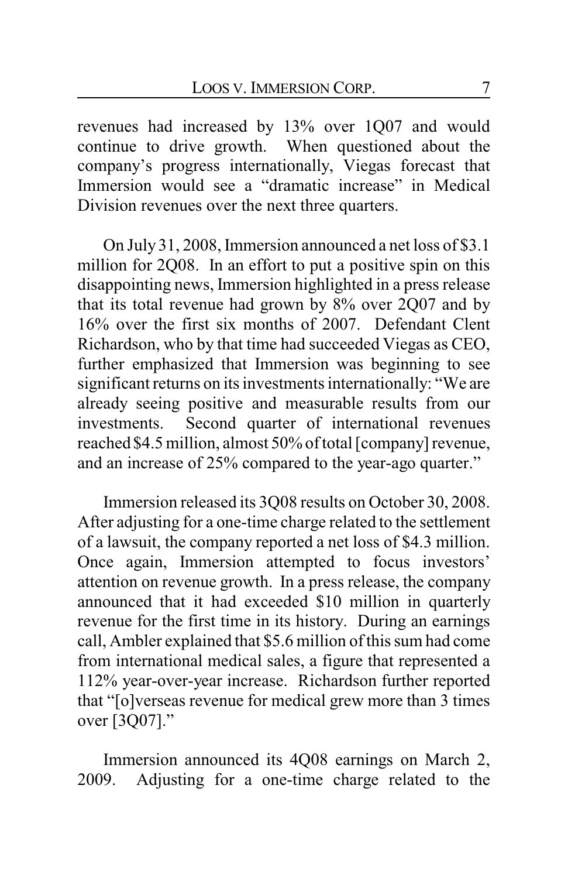revenues had increased by 13% over 1Q07 and would continue to drive growth. When questioned about the company's progress internationally, Viegas forecast that Immersion would see a "dramatic increase" in Medical Division revenues over the next three quarters.

On July 31, 2008, Immersion announced a net loss of $3.1 million for 2Q08. In an effort to put a positive spin on this disappointing news, Immersion highlighted in a press release that its total revenue had grown by 8% over 2Q07 and by 16% over the first six months of 2007. Defendant Clent Richardson, who by that time had succeeded Viegas as CEO, further emphasized that Immersion was beginning to see significant returns on its investments internationally: "We are already seeing positive and measurable results from our investments. Second quarter of international revenues reached $4.5 million, almost 50% of total [company] revenue, and an increase of 25% compared to the year-ago quarter."

Immersion released its 3Q08 results on October 30, 2008. After adjusting for a one-time charge related to the settlement of a lawsuit, the company reported a net loss of $4.3 million. Once again, Immersion attempted to focus investors' attention on revenue growth. In a press release, the company announced that it had exceeded $10 million in quarterly revenue for the first time in its history. During an earnings call, Ambler explained that $5.6 million of this sum had come from international medical sales, a figure that represented a 112% year-over-year increase. Richardson further reported that "[o]verseas revenue for medical grew more than 3 times over [3Q07]."

Immersion announced its 4Q08 earnings on March 2, 2009. Adjusting for a one-time charge related to the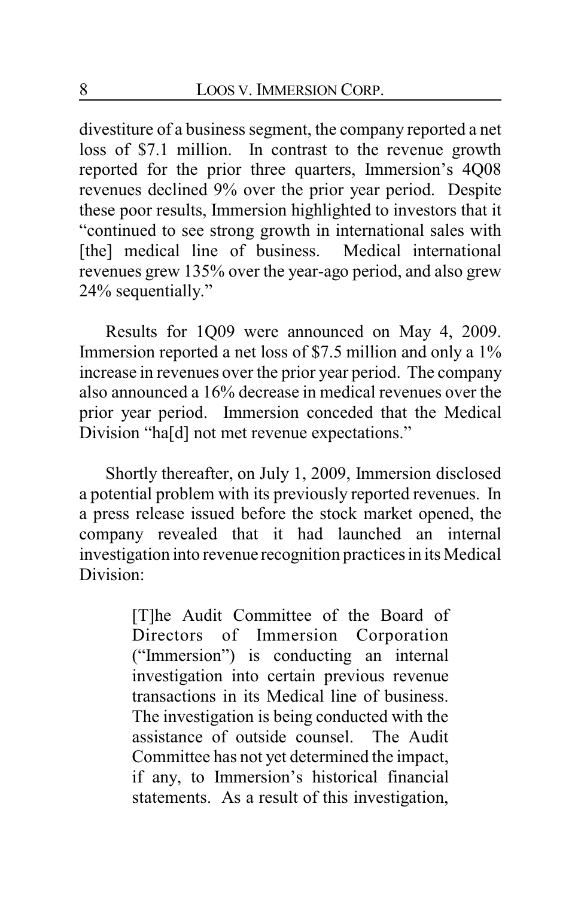divestiture of a business segment, the company reported a net loss of $7.1 million. In contrast to the revenue growth reported for the prior three quarters, Immersion's 4Q08 revenues declined 9% over the prior year period. Despite these poor results, Immersion highlighted to investors that it "continued to see strong growth in international sales with [the] medical line of business. Medical international revenues grew 135% over the year-ago period, and also grew 24% sequentially."

Results for 1Q09 were announced on May 4, 2009. Immersion reported a net loss of $7.5 million and only a 1% increase in revenues over the prior year period. The company also announced a 16% decrease in medical revenues over the prior year period. Immersion conceded that the Medical Division "ha[d] not met revenue expectations."

Shortly thereafter, on July 1, 2009, Immersion disclosed a potential problem with its previously reported revenues. In a press release issued before the stock market opened, the company revealed that it had launched an internal investigation into revenue recognition practices in its Medical Division:

> [T]he Audit Committee of the Board of Directors of Immersion Corporation ("Immersion") is conducting an internal investigation into certain previous revenue transactions in its Medical line of business. The investigation is being conducted with the assistance of outside counsel. The Audit Committee has not yet determined the impact, if any, to Immersion's historical financial statements. As a result of this investigation,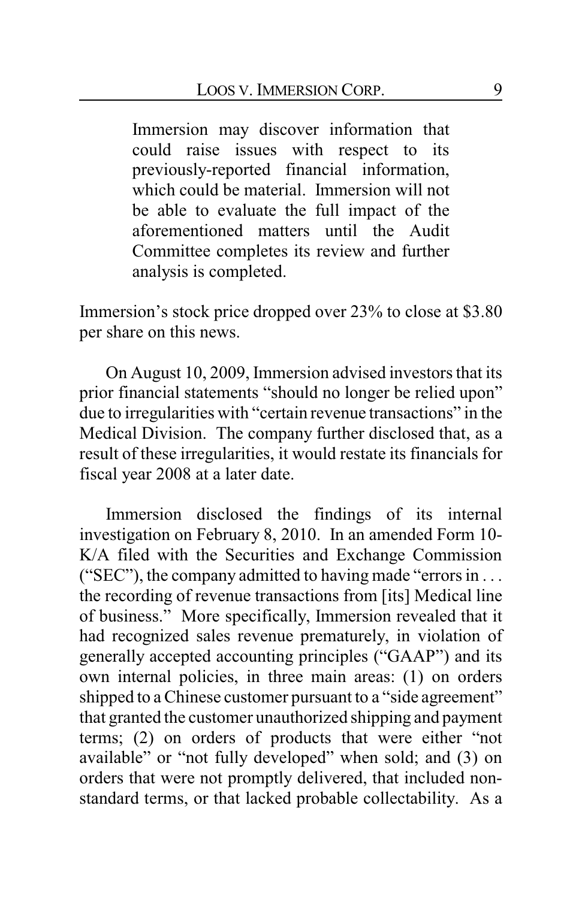> Immersion may discover information that could raise issues with respect to its previously-reported financial information, which could be material. Immersion will not be able to evaluate the full impact of the aforementioned matters until the Audit Committee completes its review and further analysis is completed.

Immersion's stock price dropped over 23% to close at $3.80 per share on this news.

On August 10, 2009, Immersion advised investors that its prior financial statements "should no longer be relied upon" due to irregularities with "certain revenue transactions" in the Medical Division. The company further disclosed that, as a result of these irregularities, it would restate its financials for fiscal year 2008 at a later date.

Immersion disclosed the findings of its internal investigation on February 8, 2010. In an amended Form 10-K/A filed with the Securities and Exchange Commission ("SEC"), the company admitted to having made "errors in . . . the recording of revenue transactions from [its] Medical line of business." More specifically, Immersion revealed that it had recognized sales revenue prematurely, in violation of generally accepted accounting principles ("GAAP") and its own internal policies, in three main areas: (1) on orders shipped to a Chinese customer pursuant to a "side agreement" that granted the customer unauthorized shipping and payment terms; (2) on orders of products that were either "not available" or "not fully developed" when sold; and (3) on orders that were not promptly delivered, that included non-standard terms, or that lacked probable collectability. As a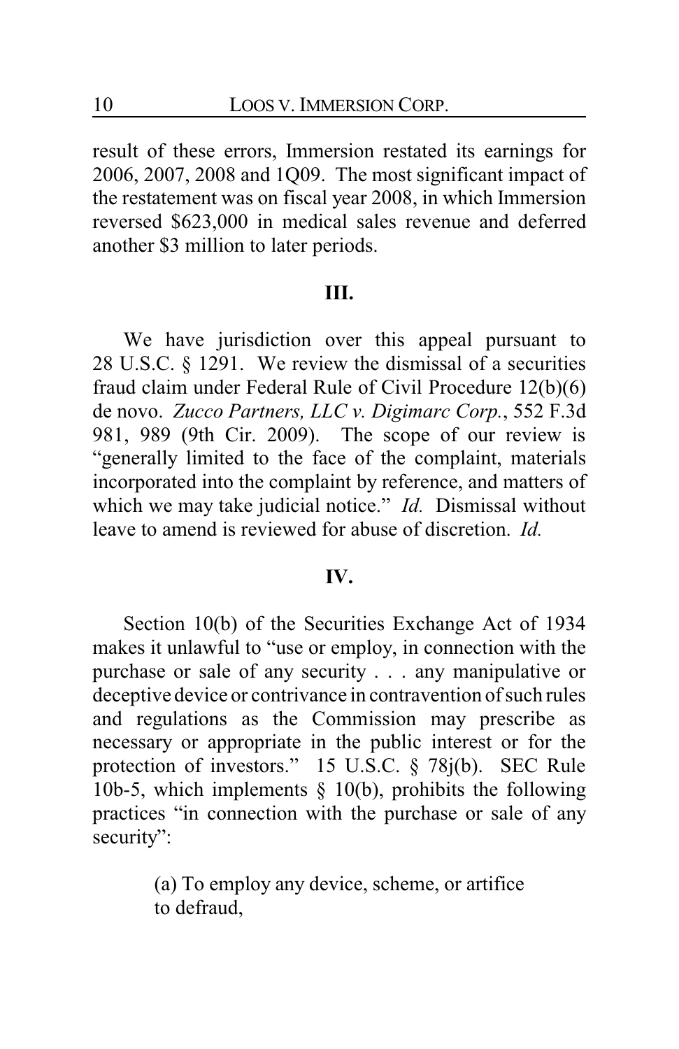result of these errors, Immersion restated its earnings for 2006, 2007, 2008 and 1Q09. The most significant impact of the restatement was on fiscal year 2008, in which Immersion reversed $623,000 in medical sales revenue and deferred another $3 million to later periods.

## III.

We have jurisdiction over this appeal pursuant to 28 U.S.C. § 1291. We review the dismissal of a securities fraud claim under Federal Rule of Civil Procedure 12(b)(6) de novo. *Zucco Partners, LLC v. Digimarc Corp.*, 552 F.3d 981, 989 (9th Cir. 2009). The scope of our review is "generally limited to the face of the complaint, materials incorporated into the complaint by reference, and matters of which we may take judicial notice." *Id.* Dismissal without leave to amend is reviewed for abuse of discretion. *Id.*

## IV.

Section 10(b) of the Securities Exchange Act of 1934 makes it unlawful to "use or employ, in connection with the purchase or sale of any security . . . any manipulative or deceptive device or contrivance in contravention of such rules and regulations as the Commission may prescribe as necessary or appropriate in the public interest or for the protection of investors." 15 U.S.C. § 78j(b). SEC Rule 10b-5, which implements § 10(b), prohibits the following practices "in connection with the purchase or sale of any security":

> (a) To employ any device, scheme, or artifice to defraud,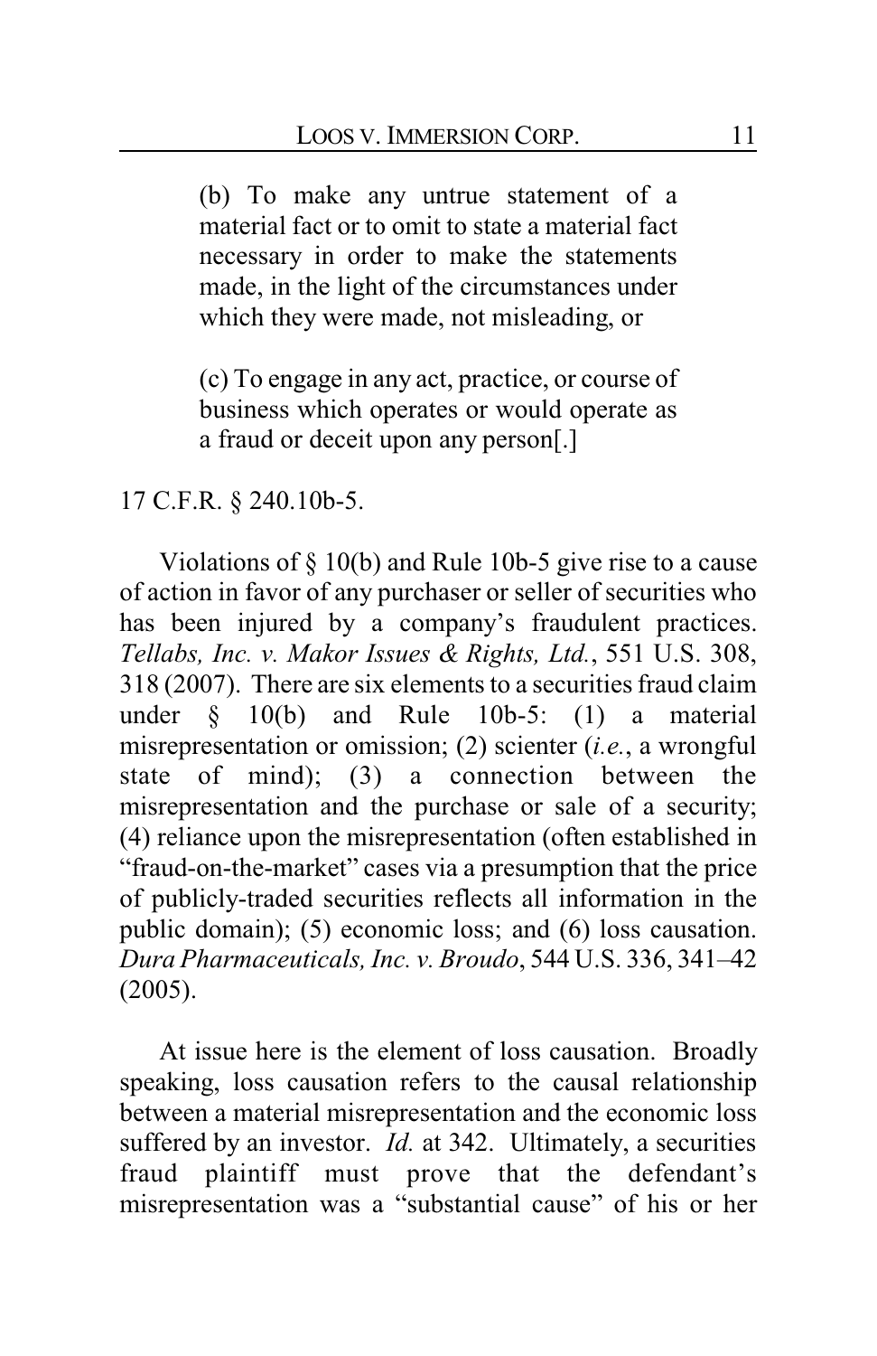> (b) To make any untrue statement of a material fact or to omit to state a material fact necessary in order to make the statements made, in the light of the circumstances under which they were made, not misleading, or
>
> (c) To engage in any act, practice, or course of business which operates or would operate as a fraud or deceit upon any person[.]

17 C.F.R. § 240.10b-5.

Violations of § 10(b) and Rule 10b-5 give rise to a cause of action in favor of any purchaser or seller of securities who has been injured by a company's fraudulent practices. *Tellabs, Inc. v. Makor Issues & Rights, Ltd.*, 551 U.S. 308, 318 (2007). There are six elements to a securities fraud claim under § 10(b) and Rule 10b-5: (1) a material misrepresentation or omission; (2) scienter (*i.e.*, a wrongful state of mind); (3) a connection between the misrepresentation and the purchase or sale of a security; (4) reliance upon the misrepresentation (often established in "fraud-on-the-market" cases via a presumption that the price of publicly-traded securities reflects all information in the public domain); (5) economic loss; and (6) loss causation. *Dura Pharmaceuticals, Inc. v. Broudo*, 544 U.S. 336, 341–42 (2005).

At issue here is the element of loss causation. Broadly speaking, loss causation refers to the causal relationship between a material misrepresentation and the economic loss suffered by an investor. *Id.* at 342. Ultimately, a securities fraud plaintiff must prove that the defendant's misrepresentation was a "substantial cause" of his or her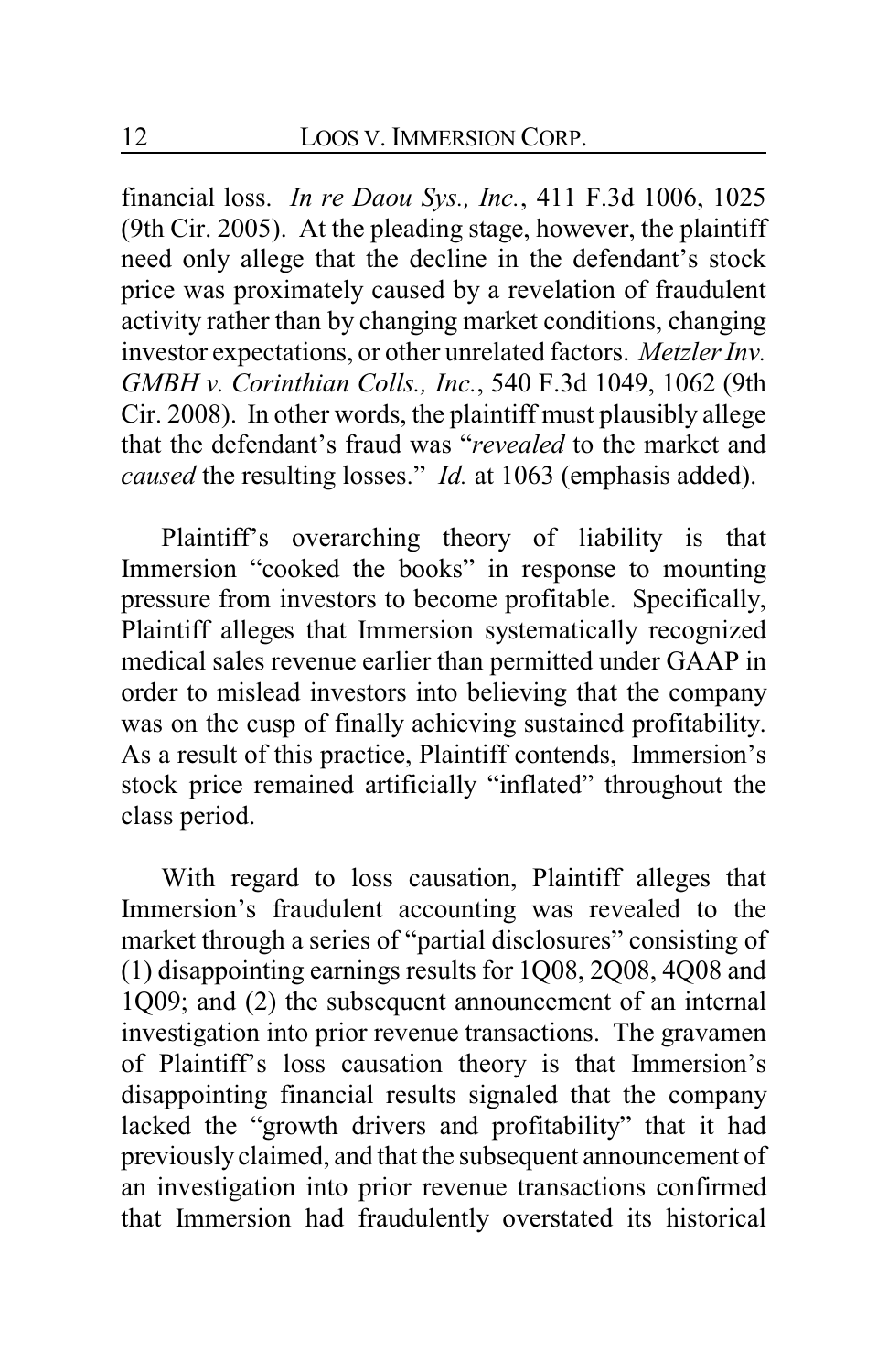financial loss. *In re Daou Sys., Inc.*, 411 F.3d 1006, 1025 (9th Cir. 2005). At the pleading stage, however, the plaintiff need only allege that the decline in the defendant's stock price was proximately caused by a revelation of fraudulent activity rather than by changing market conditions, changing investor expectations, or other unrelated factors. *Metzler Inv. GMBH v. Corinthian Colls., Inc.*, 540 F.3d 1049, 1062 (9th Cir. 2008). In other words, the plaintiff must plausibly allege that the defendant's fraud was "*revealed* to the market and *caused* the resulting losses." *Id.* at 1063 (emphasis added).

Plaintiff's overarching theory of liability is that Immersion "cooked the books" in response to mounting pressure from investors to become profitable. Specifically, Plaintiff alleges that Immersion systematically recognized medical sales revenue earlier than permitted under GAAP in order to mislead investors into believing that the company was on the cusp of finally achieving sustained profitability. As a result of this practice, Plaintiff contends, Immersion's stock price remained artificially "inflated" throughout the class period.

With regard to loss causation, Plaintiff alleges that Immersion's fraudulent accounting was revealed to the market through a series of "partial disclosures" consisting of (1) disappointing earnings results for 1Q08, 2Q08, 4Q08 and 1Q09; and (2) the subsequent announcement of an internal investigation into prior revenue transactions. The gravamen of Plaintiff's loss causation theory is that Immersion's disappointing financial results signaled that the company lacked the "growth drivers and profitability" that it had previously claimed, and that the subsequent announcement of an investigation into prior revenue transactions confirmed that Immersion had fraudulently overstated its historical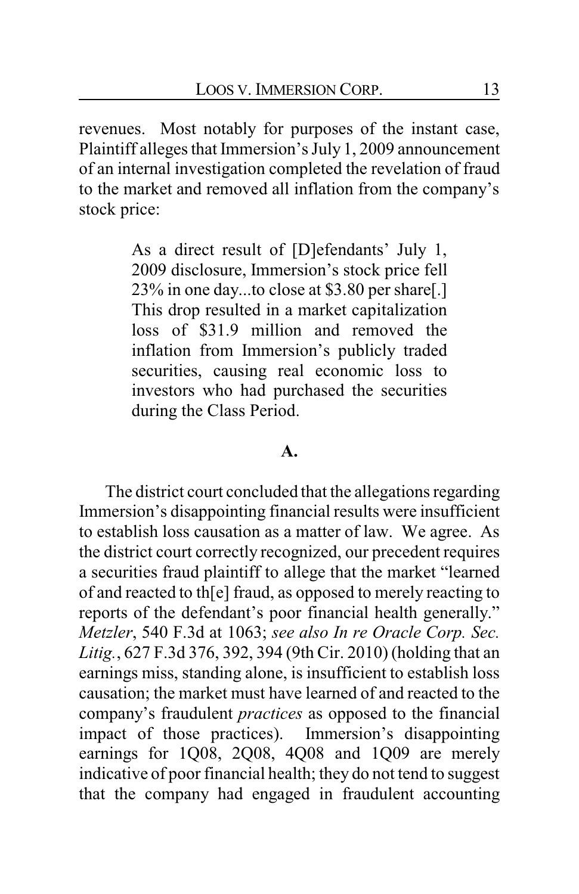revenues. Most notably for purposes of the instant case, Plaintiff alleges that Immersion's July 1, 2009 announcement of an internal investigation completed the revelation of fraud to the market and removed all inflation from the company's stock price:

> As a direct result of [D]efendants' July 1, 2009 disclosure, Immersion's stock price fell 23% in one day...to close at $3.80 per share[.] This drop resulted in a market capitalization loss of $31.9 million and removed the inflation from Immersion's publicly traded securities, causing real economic loss to investors who had purchased the securities during the Class Period.

**A.**

The district court concluded that the allegations regarding Immersion's disappointing financial results were insufficient to establish loss causation as a matter of law. We agree. As the district court correctly recognized, our precedent requires a securities fraud plaintiff to allege that the market "learned of and reacted to th[e] fraud, as opposed to merely reacting to reports of the defendant's poor financial health generally." *Metzler*, 540 F.3d at 1063; *see also In re Oracle Corp. Sec. Litig.*, 627 F.3d 376, 392, 394 (9th Cir. 2010) (holding that an earnings miss, standing alone, is insufficient to establish loss causation; the market must have learned of and reacted to the company's fraudulent *practices* as opposed to the financial impact of those practices). Immersion's disappointing earnings for 1Q08, 2Q08, 4Q08 and 1Q09 are merely indicative of poor financial health; they do not tend to suggest that the company had engaged in fraudulent accounting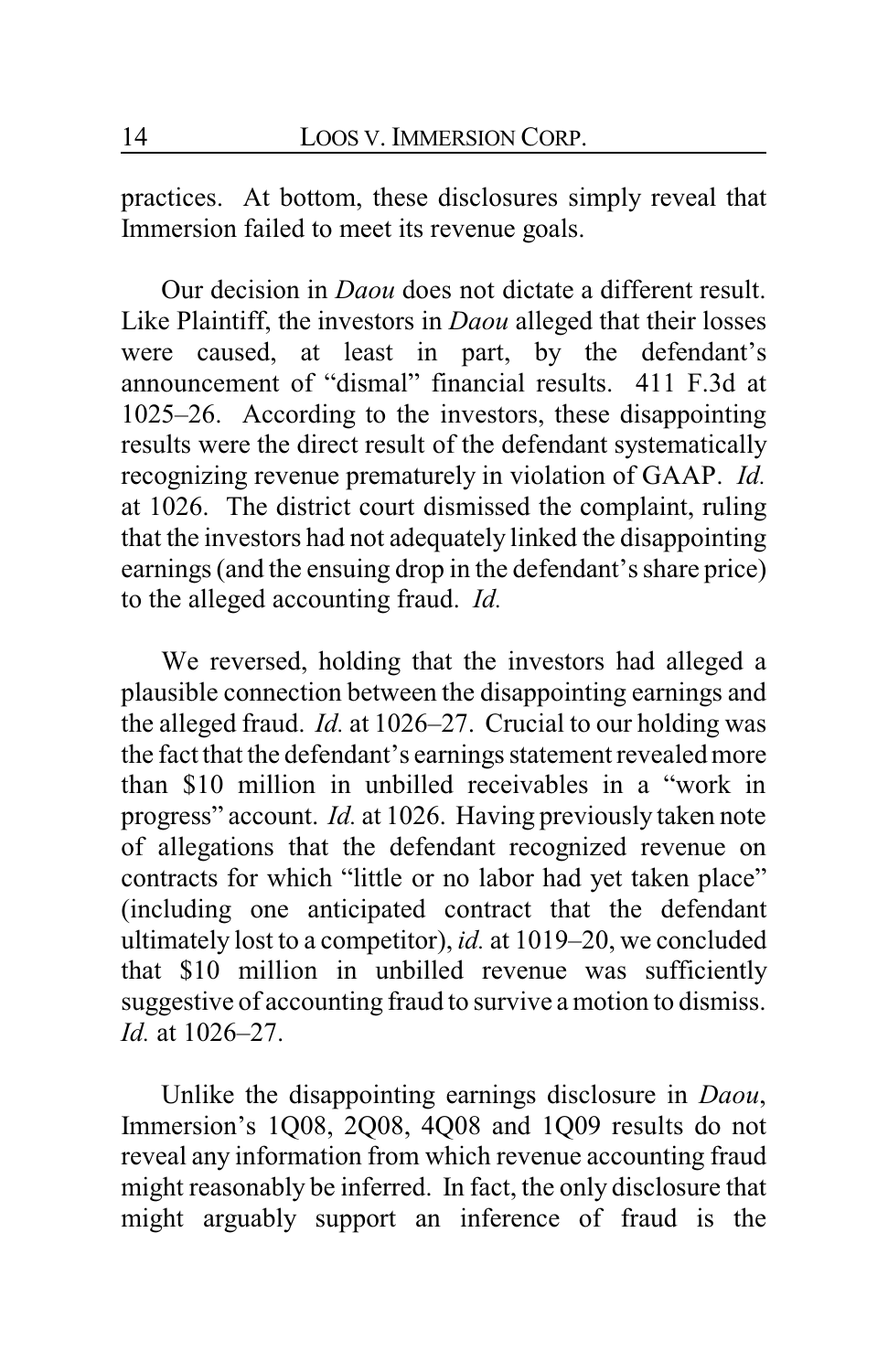practices. At bottom, these disclosures simply reveal that Immersion failed to meet its revenue goals.

Our decision in *Daou* does not dictate a different result. Like Plaintiff, the investors in *Daou* alleged that their losses were caused, at least in part, by the defendant's announcement of "dismal" financial results. 411 F.3d at 1025–26. According to the investors, these disappointing results were the direct result of the defendant systematically recognizing revenue prematurely in violation of GAAP. *Id.* at 1026. The district court dismissed the complaint, ruling that the investors had not adequately linked the disappointing earnings (and the ensuing drop in the defendant's share price) to the alleged accounting fraud. *Id.*

We reversed, holding that the investors had alleged a plausible connection between the disappointing earnings and the alleged fraud. *Id.* at 1026–27. Crucial to our holding was the fact that the defendant's earnings statement revealed more than $10 million in unbilled receivables in a "work in progress" account. *Id.* at 1026. Having previously taken note of allegations that the defendant recognized revenue on contracts for which "little or no labor had yet taken place" (including one anticipated contract that the defendant ultimately lost to a competitor), *id.* at 1019–20, we concluded that $10 million in unbilled revenue was sufficiently suggestive of accounting fraud to survive a motion to dismiss. *Id.* at 1026–27.

Unlike the disappointing earnings disclosure in *Daou*, Immersion's 1Q08, 2Q08, 4Q08 and 1Q09 results do not reveal any information from which revenue accounting fraud might reasonably be inferred. In fact, the only disclosure that might arguably support an inference of fraud is the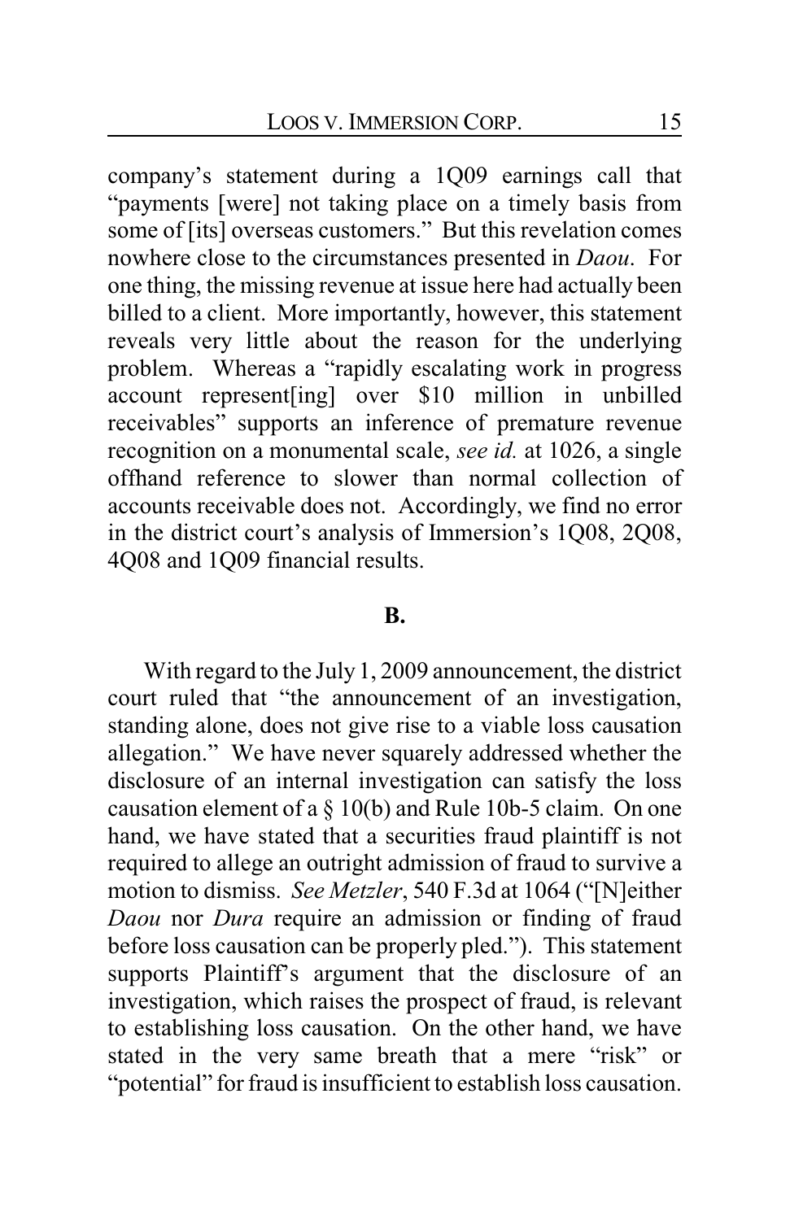company's statement during a 1Q09 earnings call that "payments [were] not taking place on a timely basis from some of [its] overseas customers." But this revelation comes nowhere close to the circumstances presented in *Daou*. For one thing, the missing revenue at issue here had actually been billed to a client. More importantly, however, this statement reveals very little about the reason for the underlying problem. Whereas a "rapidly escalating work in progress account represent[ing] over $10 million in unbilled receivables" supports an inference of premature revenue recognition on a monumental scale, *see id.* at 1026, a single offhand reference to slower than normal collection of accounts receivable does not. Accordingly, we find no error in the district court's analysis of Immersion's 1Q08, 2Q08, 4Q08 and 1Q09 financial results.

**B.**

With regard to the July 1, 2009 announcement, the district court ruled that "the announcement of an investigation, standing alone, does not give rise to a viable loss causation allegation." We have never squarely addressed whether the disclosure of an internal investigation can satisfy the loss causation element of a § 10(b) and Rule 10b-5 claim. On one hand, we have stated that a securities fraud plaintiff is not required to allege an outright admission of fraud to survive a motion to dismiss. *See Metzler*, 540 F.3d at 1064 ("[N]either *Daou* nor *Dura* require an admission or finding of fraud before loss causation can be properly pled."). This statement supports Plaintiff's argument that the disclosure of an investigation, which raises the prospect of fraud, is relevant to establishing loss causation. On the other hand, we have stated in the very same breath that a mere "risk" or "potential" for fraud is insufficient to establish loss causation.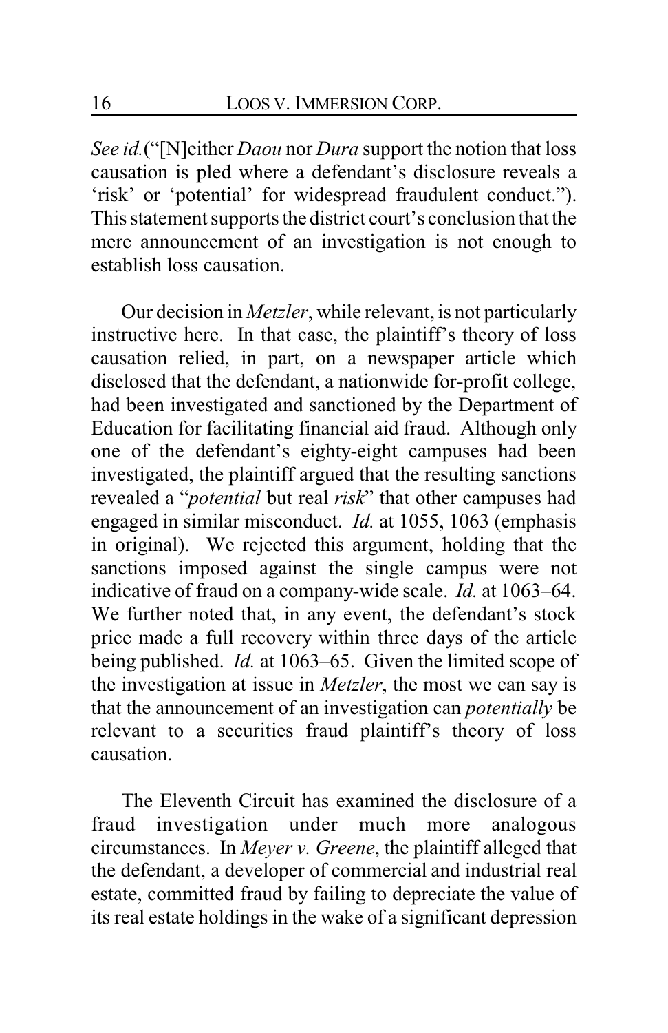*See id.*("[N]either *Daou* nor *Dura* support the notion that loss causation is pled where a defendant's disclosure reveals a 'risk' or 'potential' for widespread fraudulent conduct."). This statement supports the district court's conclusion that the mere announcement of an investigation is not enough to establish loss causation.

Our decision in *Metzler*, while relevant, is not particularly instructive here. In that case, the plaintiff's theory of loss causation relied, in part, on a newspaper article which disclosed that the defendant, a nationwide for-profit college, had been investigated and sanctioned by the Department of Education for facilitating financial aid fraud. Although only one of the defendant's eighty-eight campuses had been investigated, the plaintiff argued that the resulting sanctions revealed a "*potential* but real *risk*" that other campuses had engaged in similar misconduct. *Id.* at 1055, 1063 (emphasis in original). We rejected this argument, holding that the sanctions imposed against the single campus were not indicative of fraud on a company-wide scale. *Id.* at 1063–64. We further noted that, in any event, the defendant's stock price made a full recovery within three days of the article being published. *Id.* at 1063–65. Given the limited scope of the investigation at issue in *Metzler*, the most we can say is that the announcement of an investigation can *potentially* be relevant to a securities fraud plaintiff's theory of loss causation.

The Eleventh Circuit has examined the disclosure of a fraud investigation under much more analogous circumstances. In *Meyer v. Greene*, the plaintiff alleged that the defendant, a developer of commercial and industrial real estate, committed fraud by failing to depreciate the value of its real estate holdings in the wake of a significant depression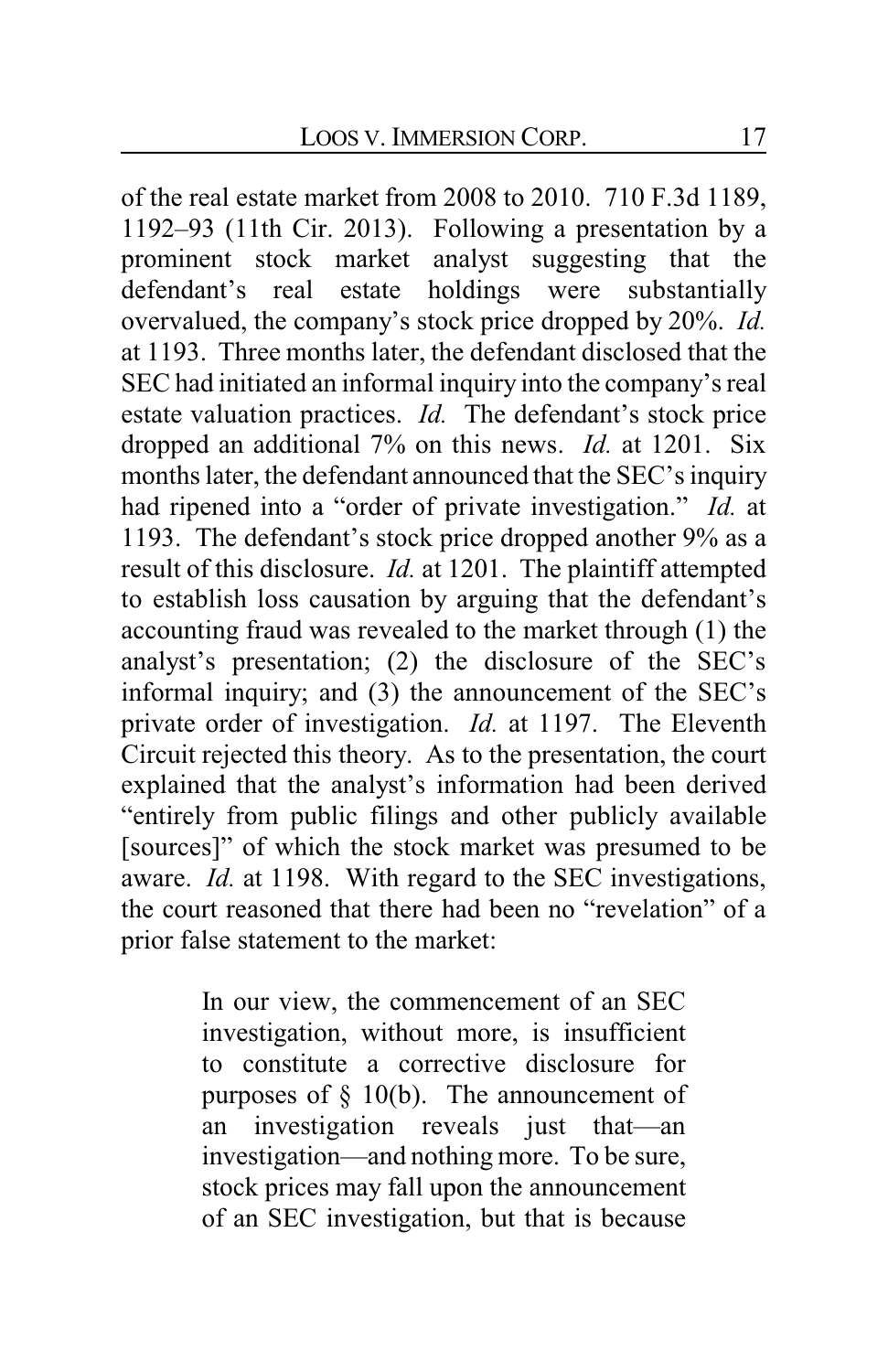of the real estate market from 2008 to 2010. 710 F.3d 1189, 1192–93 (11th Cir. 2013). Following a presentation by a prominent stock market analyst suggesting that the defendant's real estate holdings were substantially overvalued, the company's stock price dropped by 20%. *Id.* at 1193. Three months later, the defendant disclosed that the SEC had initiated an informal inquiry into the company's real estate valuation practices. *Id.* The defendant's stock price dropped an additional 7% on this news. *Id.* at 1201. Six months later, the defendant announced that the SEC's inquiry had ripened into a "order of private investigation." *Id.* at 1193. The defendant's stock price dropped another 9% as a result of this disclosure. *Id.* at 1201. The plaintiff attempted to establish loss causation by arguing that the defendant's accounting fraud was revealed to the market through (1) the analyst's presentation; (2) the disclosure of the SEC's informal inquiry; and (3) the announcement of the SEC's private order of investigation. *Id.* at 1197. The Eleventh Circuit rejected this theory. As to the presentation, the court explained that the analyst's information had been derived "entirely from public filings and other publicly available [sources]" of which the stock market was presumed to be aware. *Id.* at 1198. With regard to the SEC investigations, the court reasoned that there had been no "revelation" of a prior false statement to the market:

> In our view, the commencement of an SEC investigation, without more, is insufficient to constitute a corrective disclosure for purposes of § 10(b). The announcement of an investigation reveals just that—an investigation—and nothing more. To be sure, stock prices may fall upon the announcement of an SEC investigation, but that is because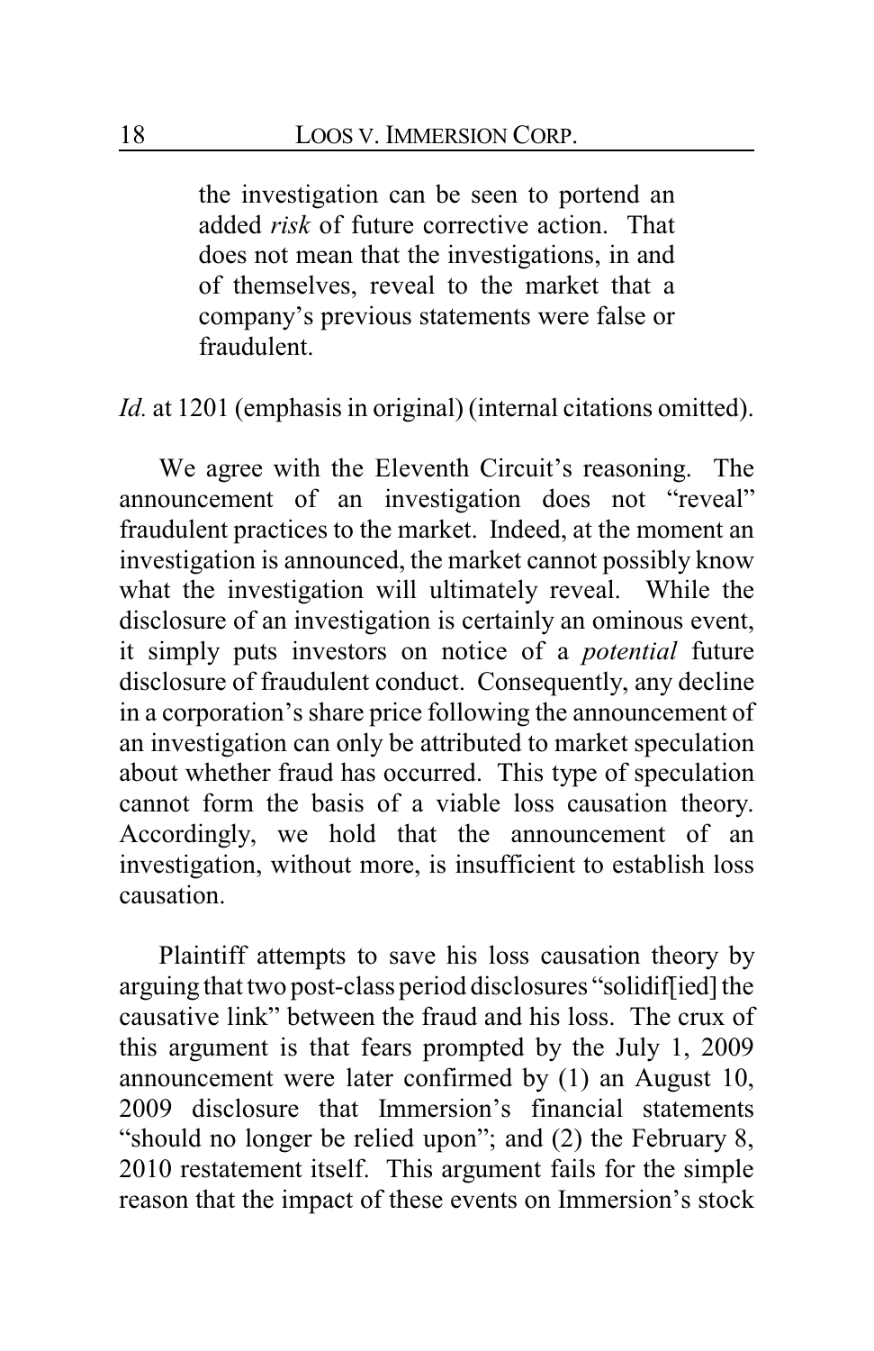> the investigation can be seen to portend an added *risk* of future corrective action. That does not mean that the investigations, in and of themselves, reveal to the market that a company's previous statements were false or fraudulent.

*Id.* at 1201 (emphasis in original) (internal citations omitted).

We agree with the Eleventh Circuit's reasoning. The announcement of an investigation does not "reveal" fraudulent practices to the market. Indeed, at the moment an investigation is announced, the market cannot possibly know what the investigation will ultimately reveal. While the disclosure of an investigation is certainly an ominous event, it simply puts investors on notice of a *potential* future disclosure of fraudulent conduct. Consequently, any decline in a corporation's share price following the announcement of an investigation can only be attributed to market speculation about whether fraud has occurred. This type of speculation cannot form the basis of a viable loss causation theory. Accordingly, we hold that the announcement of an investigation, without more, is insufficient to establish loss causation.

Plaintiff attempts to save his loss causation theory by arguing that two post-class period disclosures "solidif[ied] the causative link" between the fraud and his loss. The crux of this argument is that fears prompted by the July 1, 2009 announcement were later confirmed by (1) an August 10, 2009 disclosure that Immersion's financial statements "should no longer be relied upon"; and (2) the February 8, 2010 restatement itself. This argument fails for the simple reason that the impact of these events on Immersion's stock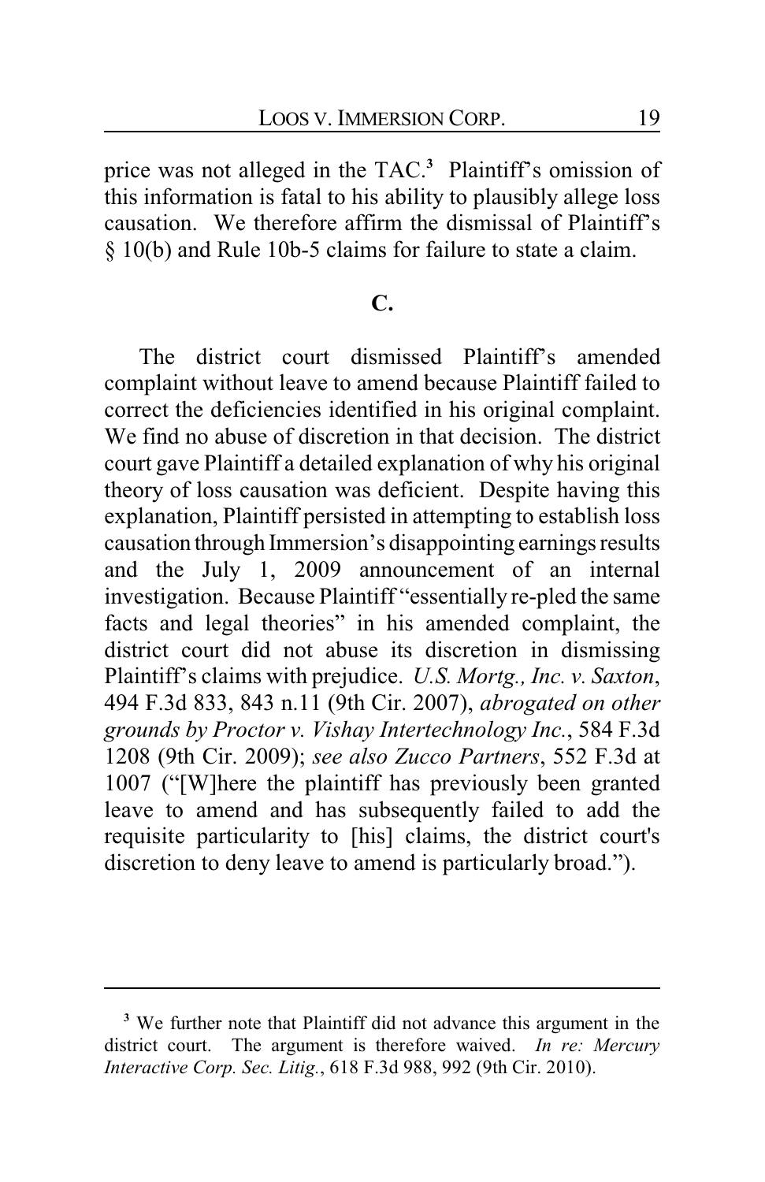price was not alleged in the TAC.[3] Plaintiff's omission of this information is fatal to his ability to plausibly allege loss causation. We therefore affirm the dismissal of Plaintiff's § 10(b) and Rule 10b-5 claims for failure to state a claim.

**C.**

The district court dismissed Plaintiff's amended complaint without leave to amend because Plaintiff failed to correct the deficiencies identified in his original complaint. We find no abuse of discretion in that decision. The district court gave Plaintiff a detailed explanation of why his original theory of loss causation was deficient. Despite having this explanation, Plaintiff persisted in attempting to establish loss causation through Immersion's disappointing earnings results and the July 1, 2009 announcement of an internal investigation. Because Plaintiff "essentially re-pled the same facts and legal theories" in his amended complaint, the district court did not abuse its discretion in dismissing Plaintiff's claims with prejudice. *U.S. Mortg., Inc. v. Saxton*, 494 F.3d 833, 843 n.11 (9th Cir. 2007), *abrogated on other grounds by Proctor v. Vishay Intertechnology Inc.*, 584 F.3d 1208 (9th Cir. 2009); *see also Zucco Partners*, 552 F.3d at 1007 ("[W]here the plaintiff has previously been granted leave to amend and has subsequently failed to add the requisite particularity to [his] claims, the district court's discretion to deny leave to amend is particularly broad.").

---

[3] We further note that Plaintiff did not advance this argument in the district court. The argument is therefore waived. *In re: Mercury Interactive Corp. Sec. Litig.*, 618 F.3d 988, 992 (9th Cir. 2010).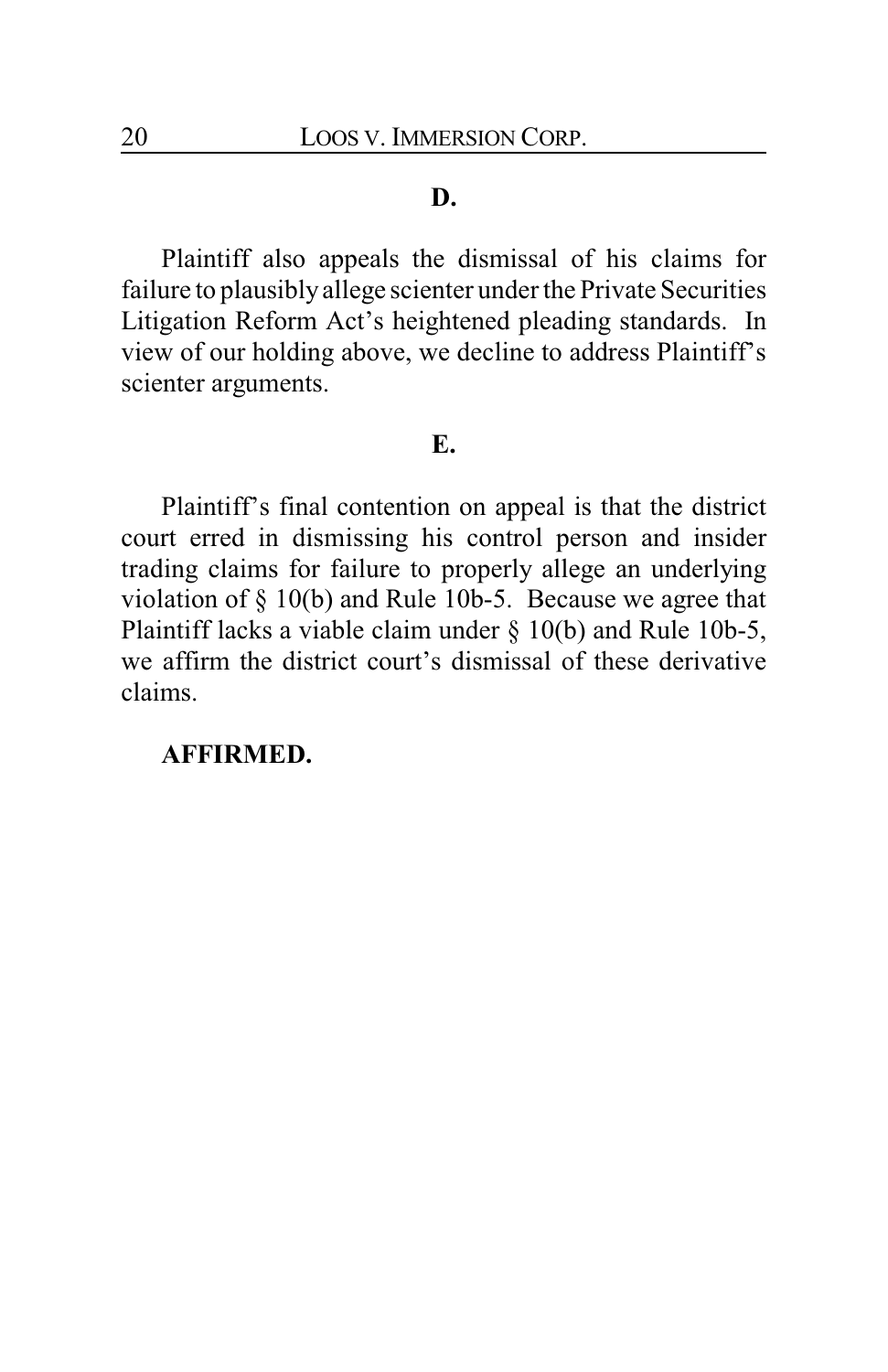### D.

Plaintiff also appeals the dismissal of his claims for failure to plausibly allege scienter under the Private Securities Litigation Reform Act's heightened pleading standards. In view of our holding above, we decline to address Plaintiff's scienter arguments.

### E.

Plaintiff's final contention on appeal is that the district court erred in dismissing his control person and insider trading claims for failure to properly allege an underlying violation of § 10(b) and Rule 10b-5. Because we agree that Plaintiff lacks a viable claim under § 10(b) and Rule 10b-5, we affirm the district court's dismissal of these derivative claims.

**AFFIRMED.**